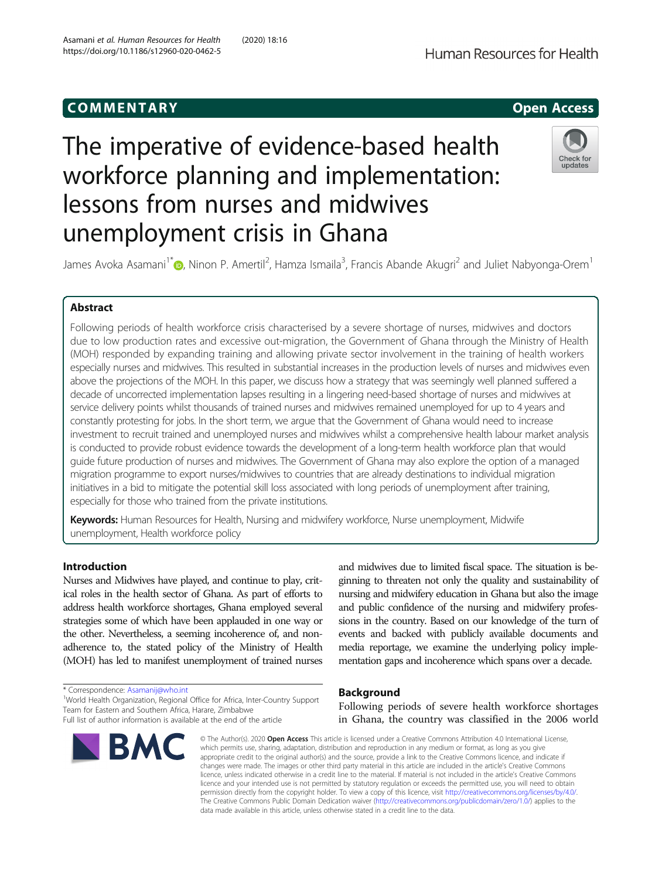**COMMENTARY** **Open Access**

# The imperative of evidence-based health workforce planning and implementation: lessons from nurses and midwives unemployment crisis in Ghana

James Avoka Asamani[1*], Ninon P. Amertil[2], Hamza Ismaila[3], Francis Abande Akugri[2] and Juliet Nabyonga-Orem[1]

## Abstract

Following periods of health workforce crisis characterised by a severe shortage of nurses, midwives and doctors due to low production rates and excessive out-migration, the Government of Ghana through the Ministry of Health (MOH) responded by expanding training and allowing private sector involvement in the training of health workers especially nurses and midwives. This resulted in substantial increases in the production levels of nurses and midwives even above the projections of the MOH. In this paper, we discuss how a strategy that was seemingly well planned suffered a decade of uncorrected implementation lapses resulting in a lingering need-based shortage of nurses and midwives at service delivery points whilst thousands of trained nurses and midwives remained unemployed for up to 4 years and constantly protesting for jobs. In the short term, we argue that the Government of Ghana would need to increase investment to recruit trained and unemployed nurses and midwives whilst a comprehensive health labour market analysis is conducted to provide robust evidence towards the development of a long-term health workforce plan that would guide future production of nurses and midwives. The Government of Ghana may also explore the option of a managed migration programme to export nurses/midwives to countries that are already destinations to individual migration initiatives in a bid to mitigate the potential skill loss associated with long periods of unemployment after training, especially for those who trained from the private institutions.

**Keywords:** Human Resources for Health, Nursing and midwifery workforce, Nurse unemployment, Midwife unemployment, Health workforce policy

## Introduction

Nurses and Midwives have played, and continue to play, critical roles in the health sector of Ghana. As part of efforts to address health workforce shortages, Ghana employed several strategies some of which have been applauded in one way or the other. Nevertheless, a seeming incoherence of, and non-adherence to, the stated policy of the Ministry of Health (MOH) has led to manifest unemployment of trained nurses and midwives due to limited fiscal space. The situation is beginning to threaten not only the quality and sustainability of nursing and midwifery education in Ghana but also the image and public confidence of the nursing and midwifery professions in the country. Based on our knowledge of the turn of events and backed with publicly available documents and media reportage, we examine the underlying policy implementation gaps and incoherence which spans over a decade.

## Background

Following periods of severe health workforce shortages in Ghana, the country was classified in the 2006 world

\* Correspondence: Asamanij@who.int
[1]World Health Organization, Regional Office for Africa, Inter-Country Support Team for Eastern and Southern Africa, Harare, Zimbabwe
Full list of author information is available at the end of the article

© The Author(s). 2020 **Open Access** This article is licensed under a Creative Commons Attribution 4.0 International License, which permits use, sharing, adaptation, distribution and reproduction in any medium or format, as long as you give appropriate credit to the original author(s) and the source, provide a link to the Creative Commons licence, and indicate if changes were made. The images or other third party material in this article are included in the article's Creative Commons licence, unless indicated otherwise in a credit line to the material. If material is not included in the article's Creative Commons licence and your intended use is not permitted by statutory regulation or exceeds the permitted use, you will need to obtain permission directly from the copyright holder. To view a copy of this licence, visit http://creativecommons.org/licenses/by/4.0/. The Creative Commons Public Domain Dedication waiver (http://creativecommons.org/publicdomain/zero/1.0/) applies to the data made available in this article, unless otherwise stated in a credit line to the data.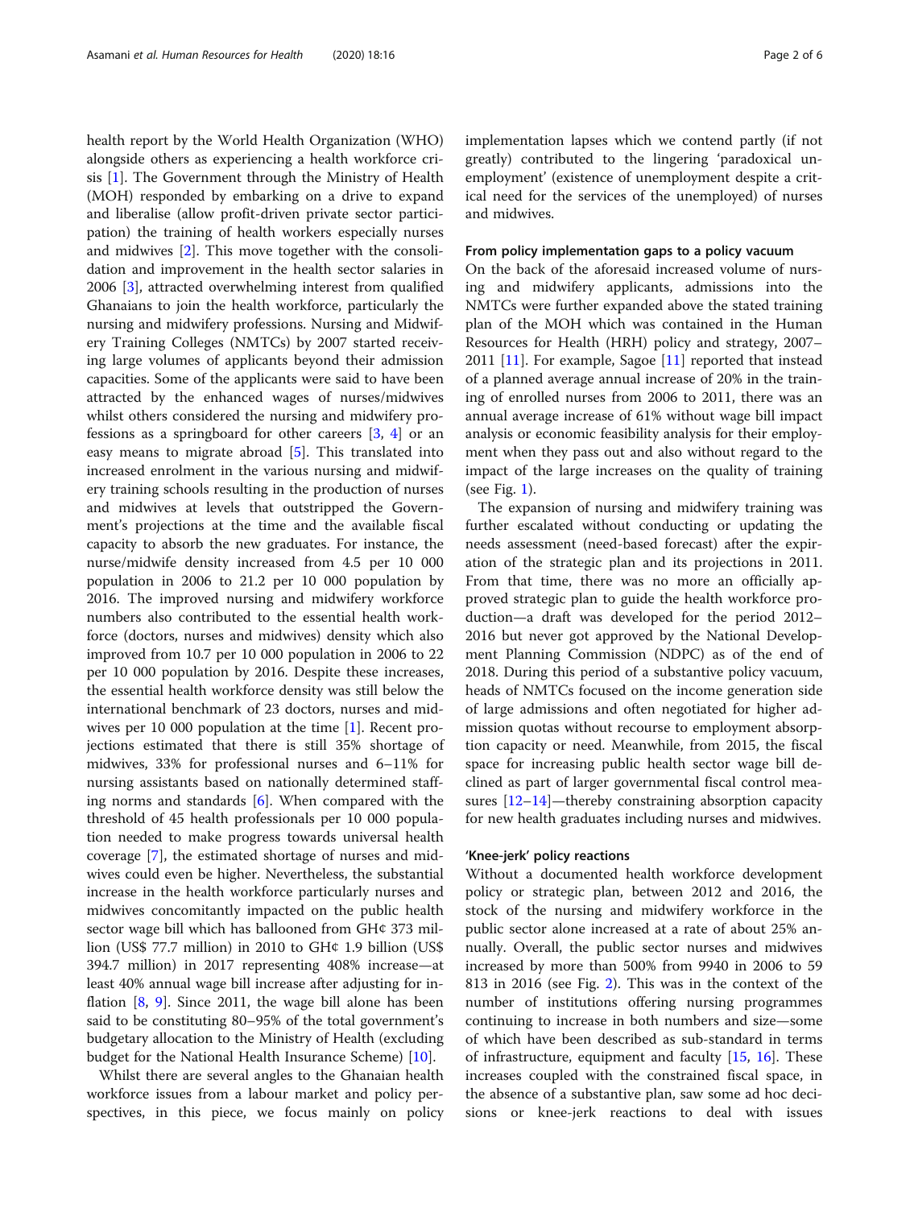health report by the World Health Organization (WHO) alongside others as experiencing a health workforce crisis [1]. The Government through the Ministry of Health (MOH) responded by embarking on a drive to expand and liberalise (allow profit-driven private sector participation) the training of health workers especially nurses and midwives [2]. This move together with the consolidation and improvement in the health sector salaries in 2006 [3], attracted overwhelming interest from qualified Ghanaians to join the health workforce, particularly the nursing and midwifery professions. Nursing and Midwifery Training Colleges (NMTCs) by 2007 started receiving large volumes of applicants beyond their admission capacities. Some of the applicants were said to have been attracted by the enhanced wages of nurses/midwives whilst others considered the nursing and midwifery professions as a springboard for other careers [3, 4] or an easy means to migrate abroad [5]. This translated into increased enrolment in the various nursing and midwifery training schools resulting in the production of nurses and midwives at levels that outstripped the Government's projections at the time and the available fiscal capacity to absorb the new graduates. For instance, the nurse/midwife density increased from 4.5 per 10 000 population in 2006 to 21.2 per 10 000 population by 2016. The improved nursing and midwifery workforce numbers also contributed to the essential health workforce (doctors, nurses and midwives) density which also improved from 10.7 per 10 000 population in 2006 to 22 per 10 000 population by 2016. Despite these increases, the essential health workforce density was still below the international benchmark of 23 doctors, nurses and midwives per 10 000 population at the time [1]. Recent projections estimated that there is still 35% shortage of midwives, 33% for professional nurses and 6–11% for nursing assistants based on nationally determined staffing norms and standards [6]. When compared with the threshold of 45 health professionals per 10 000 population needed to make progress towards universal health coverage [7], the estimated shortage of nurses and midwives could even be higher. Nevertheless, the substantial increase in the health workforce particularly nurses and midwives concomitantly impacted on the public health sector wage bill which has ballooned from GH¢ 373 million (US$ 77.7 million) in 2010 to GH¢ 1.9 billion (US$ 394.7 million) in 2017 representing 408% increase—at least 40% annual wage bill increase after adjusting for inflation [8, 9]. Since 2011, the wage bill alone has been said to be constituting 80–95% of the total government's budgetary allocation to the Ministry of Health (excluding budget for the National Health Insurance Scheme) [10].

Whilst there are several angles to the Ghanaian health workforce issues from a labour market and policy perspectives, in this piece, we focus mainly on policy implementation lapses which we contend partly (if not greatly) contributed to the lingering 'paradoxical unemployment' (existence of unemployment despite a critical need for the services of the unemployed) of nurses and midwives.

## From policy implementation gaps to a policy vacuum

On the back of the aforesaid increased volume of nursing and midwifery applicants, admissions into the NMTCs were further expanded above the stated training plan of the MOH which was contained in the Human Resources for Health (HRH) policy and strategy, 2007–2011 [11]. For example, Sagoe [11] reported that instead of a planned average annual increase of 20% in the training of enrolled nurses from 2006 to 2011, there was an annual average increase of 61% without wage bill impact analysis or economic feasibility analysis for their employment when they pass out and also without regard to the impact of the large increases on the quality of training (see Fig. 1).

The expansion of nursing and midwifery training was further escalated without conducting or updating the needs assessment (need-based forecast) after the expiration of the strategic plan and its projections in 2011. From that time, there was no more an officially approved strategic plan to guide the health workforce production—a draft was developed for the period 2012–2016 but never got approved by the National Development Planning Commission (NDPC) as of the end of 2018. During this period of a substantive policy vacuum, heads of NMTCs focused on the income generation side of large admissions and often negotiated for higher admission quotas without recourse to employment absorption capacity or need. Meanwhile, from 2015, the fiscal space for increasing public health sector wage bill declined as part of larger governmental fiscal control measures [12–14]—thereby constraining absorption capacity for new health graduates including nurses and midwives.

## 'Knee-jerk' policy reactions

Without a documented health workforce development policy or strategic plan, between 2012 and 2016, the stock of the nursing and midwifery workforce in the public sector alone increased at a rate of about 25% annually. Overall, the public sector nurses and midwives increased by more than 500% from 9940 in 2006 to 59 813 in 2016 (see Fig. 2). This was in the context of the number of institutions offering nursing programmes continuing to increase in both numbers and size—some of which have been described as sub-standard in terms of infrastructure, equipment and faculty [15, 16]. These increases coupled with the constrained fiscal space, in the absence of a substantive plan, saw some ad hoc decisions or knee-jerk reactions to deal with issues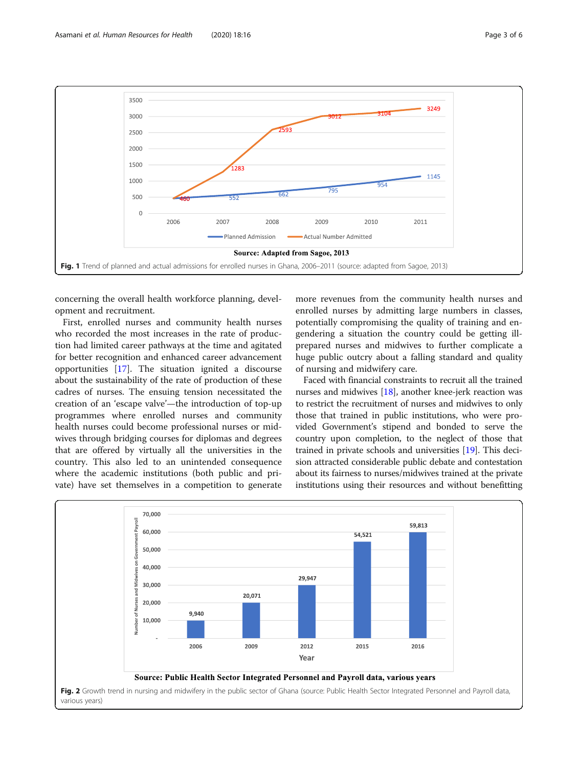Source: Adapted from Sagoe, 2013

**Fig. 1** Trend of planned and actual admissions for enrolled nurses in Ghana, 2006–2011 (source: adapted from Sagoe, 2013)

concerning the overall health workforce planning, development and recruitment.

First, enrolled nurses and community health nurses who recorded the most increases in the rate of production had limited career pathways at the time and agitated for better recognition and enhanced career advancement opportunities [17]. The situation ignited a discourse about the sustainability of the rate of production of these cadres of nurses. The ensuing tension necessitated the creation of an 'escape valve'—the introduction of top-up programmes where enrolled nurses and community health nurses could become professional nurses or midwives through bridging courses for diplomas and degrees that are offered by virtually all the universities in the country. This also led to an unintended consequence where the academic institutions (both public and private) have set themselves in a competition to generate more revenues from the community health nurses and enrolled nurses by admitting large numbers in classes, potentially compromising the quality of training and engendering a situation the country could be getting ill-prepared nurses and midwives to further complicate a huge public outcry about a falling standard and quality of nursing and midwifery care.

Faced with financial constraints to recruit all the trained nurses and midwives [18], another knee-jerk reaction was to restrict the recruitment of nurses and midwives to only those that trained in public institutions, who were provided Government's stipend and bonded to serve the country upon completion, to the neglect of those that trained in private schools and universities [19]. This decision attracted considerable public debate and contestation about its fairness to nurses/midwives trained at the private institutions using their resources and without benefitting

Source: Public Health Sector Integrated Personnel and Payroll data, various years

**Fig. 2** Growth trend in nursing and midwifery in the public sector of Ghana (source: Public Health Sector Integrated Personnel and Payroll data, various years)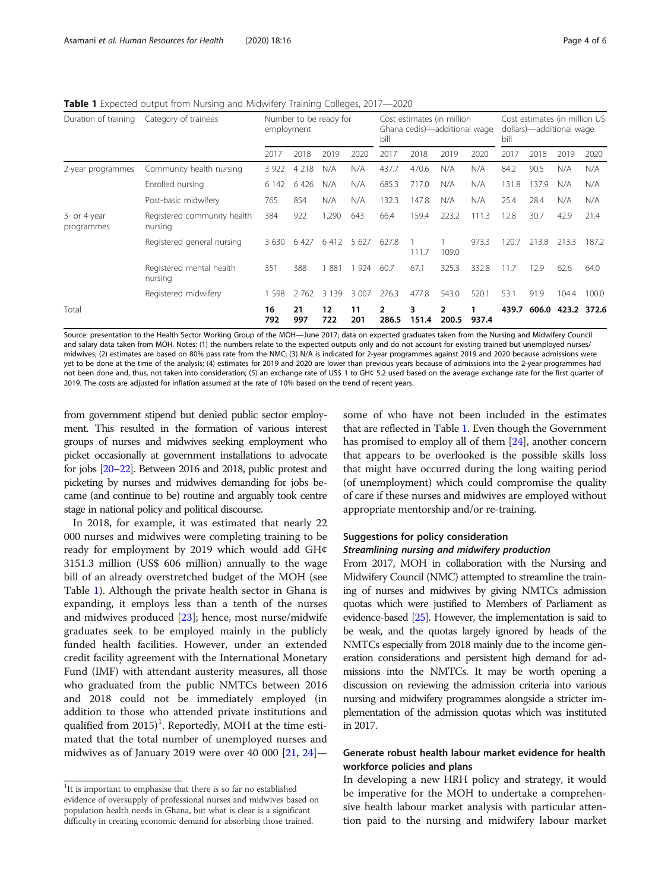**Table 1** Expected output from Nursing and Midwifery Training Colleges, 2017—2020

| Duration of training | Category of trainees | Number to be ready for employment | | | | Cost estimates (in million Ghana cedis)—additional wage bill | | | | Cost estimates (in million US dollars)—additional wage bill | | | |
|---|---|---|---|---|---|---|---|---|---|---|---|---|---|
| | | 2017 | 2018 | 2019 | 2020 | 2017 | 2018 | 2019 | 2020 | 2017 | 2018 | 2019 | 2020 |
| 2-year programmes | Community health nursing | 3 922 | 4 218 | N/A | N/A | 437.7 | 470.6 | N/A | N/A | 84.2 | 90.5 | N/A | N/A |
| | Enrolled nursing | 6 142 | 6 426 | N/A | N/A | 685.3 | 717.0 | N/A | N/A | 131.8 | 137.9 | N/A | N/A |
| | Post-basic midwifery | 765 | 854 | N/A | N/A | 132.3 | 147.8 | N/A | N/A | 25.4 | 28.4 | N/A | N/A |
| 3- or 4-year programmes | Registered community health nursing | 384 | 922 | 1,290 | 643 | 66.4 | 159.4 | 223.2 | 111.3 | 12.8 | 30.7 | 42.9 | 21.4 |
| | Registered general nursing | 3 630 | 6 427 | 6 412 | 5 627 | 627.8 | 1 111.7 | 1 109.0 | 973.3 | 120.7 | 213.8 | 213.3 | 187.2 |
| | Registered mental health nursing | 351 | 388 | 1 881 | 1 924 | 60.7 | 67.1 | 325.3 | 332.8 | 11.7 | 12.9 | 62.6 | 64.0 |
| | Registered midwifery | 1 598 | 2 762 | 3 139 | 3 007 | 276.3 | 477.8 | 543.0 | 520.1 | 53.1 | 91.9 | 104.4 | 100.0 |
| Total | | **16 792** | **21 997** | **12 722** | **11 201** | **2 286.5** | **3 151.4** | **2 200.5** | **1 937.4** | **439.7** | **606.0** | **423.2** | **372.6** |

Source: presentation to the Health Sector Working Group of the MOH—June 2017; data on expected graduates taken from the Nursing and Midwifery Council and salary data taken from MOH. Notes: (1) the numbers relate to the expected outputs only and do not account for existing trained but unemployed nurses/midwives; (2) estimates are based on 80% pass rate from the NMC; (3) N/A is indicated for 2-year programmes against 2019 and 2020 because admissions were yet to be done at the time of the analysis; (4) estimates for 2019 and 2020 are lower than previous years because of admissions into the 2-year programmes had not been done and, thus, not taken into consideration; (5) an exchange rate of US$ 1 to GH¢ 5.2 used based on the average exchange rate for the first quarter of 2019. The costs are adjusted for inflation assumed at the rate of 10% based on the trend of recent years.

from government stipend but denied public sector employment. This resulted in the formation of various interest groups of nurses and midwives seeking employment who picket occasionally at government installations to advocate for jobs [20–22]. Between 2016 and 2018, public protest and picketing by nurses and midwives demanding for jobs became (and continue to be) routine and arguably took centre stage in national policy and political discourse.

In 2018, for example, it was estimated that nearly 22 000 nurses and midwives were completing training to be ready for employment by 2019 which would add GH¢ 3151.3 million (US$ 606 million) annually to the wage bill of an already overstretched budget of the MOH (see Table 1). Although the private health sector in Ghana is expanding, it employs less than a tenth of the nurses and midwives produced [23]; hence, most nurse/midwife graduates seek to be employed mainly in the publicly funded health facilities. However, under an extended credit facility agreement with the International Monetary Fund (IMF) with attendant austerity measures, all those who graduated from the public NMTCs between 2016 and 2018 could not be immediately employed (in addition to those who attended private institutions and qualified from 2015)[1]. Reportedly, MOH at the time estimated that the total number of unemployed nurses and midwives as of January 2019 were over 40 000 [21, 24]—some of who have not been included in the estimates that are reflected in Table 1. Even though the Government has promised to employ all of them [24], another concern that appears to be overlooked is the possible skills loss that might have occurred during the long waiting period (of unemployment) which could compromise the quality of care if these nurses and midwives are employed without appropriate mentorship and/or re-training.

[1] It is important to emphasise that there is so far no established evidence of oversupply of professional nurses and midwives based on population health needs in Ghana, but what is clear is a significant difficulty in creating economic demand for absorbing those trained.

## Suggestions for policy consideration

### *Streamlining nursing and midwifery production*

From 2017, MOH in collaboration with the Nursing and Midwifery Council (NMC) attempted to streamline the training of nurses and midwives by giving NMTCs admission quotas which were justified to Members of Parliament as evidence-based [25]. However, the implementation is said to be weak, and the quotas largely ignored by heads of the NMTCs especially from 2018 mainly due to the income generation considerations and persistent high demand for admissions into the NMTCs. It may be worth opening a discussion on reviewing the admission criteria into various nursing and midwifery programmes alongside a stricter implementation of the admission quotas which was instituted in 2017.

## Generate robust health labour market evidence for health workforce policies and plans

In developing a new HRH policy and strategy, it would be imperative for the MOH to undertake a comprehensive health labour market analysis with particular attention paid to the nursing and midwifery labour market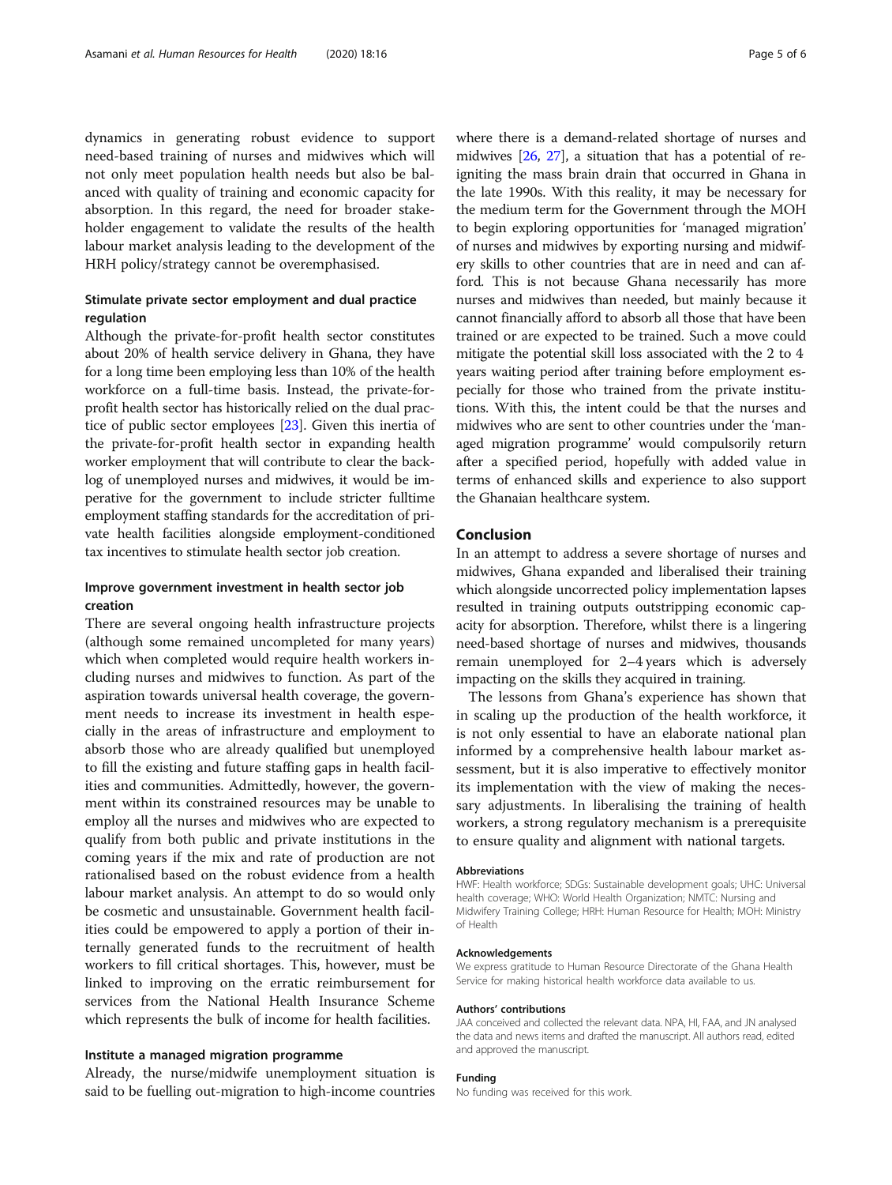dynamics in generating robust evidence to support need-based training of nurses and midwives which will not only meet population health needs but also be balanced with quality of training and economic capacity for absorption. In this regard, the need for broader stakeholder engagement to validate the results of the health labour market analysis leading to the development of the HRH policy/strategy cannot be overemphasised.

### Stimulate private sector employment and dual practice regulation

Although the private-for-profit health sector constitutes about 20% of health service delivery in Ghana, they have for a long time been employing less than 10% of the health workforce on a full-time basis. Instead, the private-for-profit health sector has historically relied on the dual practice of public sector employees [23]. Given this inertia of the private-for-profit health sector in expanding health worker employment that will contribute to clear the backlog of unemployed nurses and midwives, it would be imperative for the government to include stricter fulltime employment staffing standards for the accreditation of private health facilities alongside employment-conditioned tax incentives to stimulate health sector job creation.

### Improve government investment in health sector job creation

There are several ongoing health infrastructure projects (although some remained uncompleted for many years) which when completed would require health workers including nurses and midwives to function. As part of the aspiration towards universal health coverage, the government needs to increase its investment in health especially in the areas of infrastructure and employment to absorb those who are already qualified but unemployed to fill the existing and future staffing gaps in health facilities and communities. Admittedly, however, the government within its constrained resources may be unable to employ all the nurses and midwives who are expected to qualify from both public and private institutions in the coming years if the mix and rate of production are not rationalised based on the robust evidence from a health labour market analysis. An attempt to do so would only be cosmetic and unsustainable. Government health facilities could be empowered to apply a portion of their internally generated funds to the recruitment of health workers to fill critical shortages. This, however, must be linked to improving on the erratic reimbursement for services from the National Health Insurance Scheme which represents the bulk of income for health facilities.

### Institute a managed migration programme

Already, the nurse/midwife unemployment situation is said to be fuelling out-migration to high-income countries where there is a demand-related shortage of nurses and midwives [26, 27], a situation that has a potential of re-igniting the mass brain drain that occurred in Ghana in the late 1990s. With this reality, it may be necessary for the medium term for the Government through the MOH to begin exploring opportunities for 'managed migration' of nurses and midwives by exporting nursing and midwifery skills to other countries that are in need and can afford. This is not because Ghana necessarily has more nurses and midwives than needed, but mainly because it cannot financially afford to absorb all those that have been trained or are expected to be trained. Such a move could mitigate the potential skill loss associated with the 2 to 4 years waiting period after training before employment especially for those who trained from the private institutions. With this, the intent could be that the nurses and midwives who are sent to other countries under the 'managed migration programme' would compulsorily return after a specified period, hopefully with added value in terms of enhanced skills and experience to also support the Ghanaian healthcare system.

## Conclusion

In an attempt to address a severe shortage of nurses and midwives, Ghana expanded and liberalised their training which alongside uncorrected policy implementation lapses resulted in training outputs outstripping economic capacity for absorption. Therefore, whilst there is a lingering need-based shortage of nurses and midwives, thousands remain unemployed for 2–4 years which is adversely impacting on the skills they acquired in training.

The lessons from Ghana's experience has shown that in scaling up the production of the health workforce, it is not only essential to have an elaborate national plan informed by a comprehensive health labour market assessment, but it is also imperative to effectively monitor its implementation with the view of making the necessary adjustments. In liberalising the training of health workers, a strong regulatory mechanism is a prerequisite to ensure quality and alignment with national targets.

#### Abbreviations

HWF: Health workforce; SDGs: Sustainable development goals; UHC: Universal health coverage; WHO: World Health Organization; NMTC: Nursing and Midwifery Training College; HRH: Human Resource for Health; MOH: Ministry of Health

#### Acknowledgements

We express gratitude to Human Resource Directorate of the Ghana Health Service for making historical health workforce data available to us.

#### Authors' contributions

JAA conceived and collected the relevant data. NPA, HI, FAA, and JN analysed the data and news items and drafted the manuscript. All authors read, edited and approved the manuscript.

#### Funding

No funding was received for this work.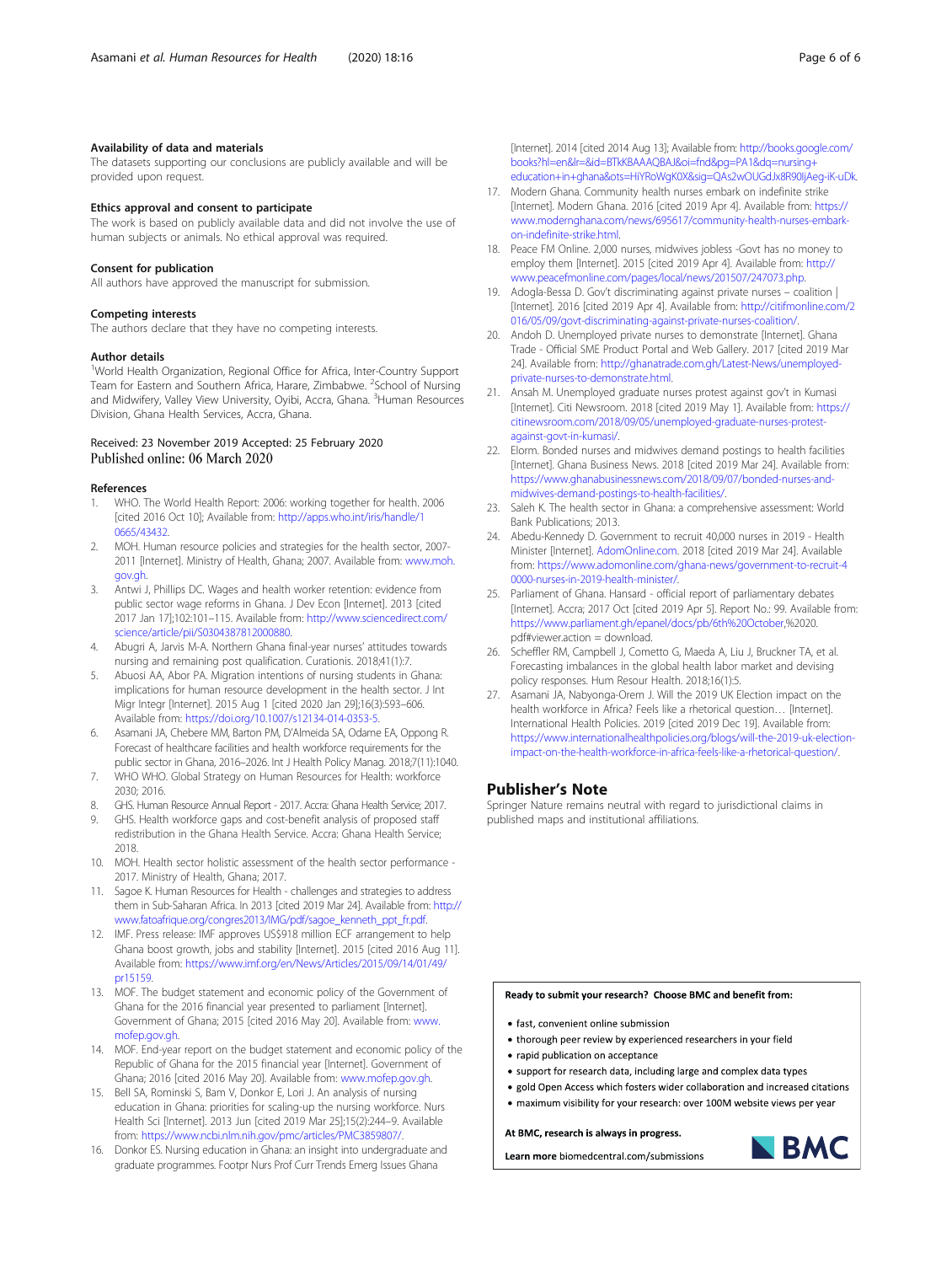### Availability of data and materials

The datasets supporting our conclusions are publicly available and will be provided upon request.

### Ethics approval and consent to participate

The work is based on publicly available data and did not involve the use of human subjects or animals. No ethical approval was required.

### Consent for publication

All authors have approved the manuscript for submission.

### Competing interests

The authors declare that they have no competing interests.

### Author details

[1]World Health Organization, Regional Office for Africa, Inter-Country Support Team for Eastern and Southern Africa, Harare, Zimbabwe. [2]School of Nursing and Midwifery, Valley View University, Oyibi, Accra, Ghana. [3]Human Resources Division, Ghana Health Services, Accra, Ghana.

Received: 23 November 2019 Accepted: 25 February 2020
Published online: 06 March 2020

### References

1. WHO. The World Health Report: 2006: working together for health. 2006 [cited 2016 Oct 10]; Available from: http://apps.who.int/iris/handle/10665/43432.
2. MOH. Human resource policies and strategies for the health sector, 2007-2011 [Internet]. Ministry of Health, Ghana; 2007. Available from: www.moh.gov.gh.
3. Antwi J, Phillips DC. Wages and health worker retention: evidence from public sector wage reforms in Ghana. J Dev Econ [Internet]. 2013 [cited 2017 Jan 17];102:101–115. Available from: http://www.sciencedirect.com/science/article/pii/S0304387812000880.
4. Abugri A, Jarvis M-A. Northern Ghana final-year nurses' attitudes towards nursing and remaining post qualification. Curationis. 2018;41(1):7.
5. Abuosi AA, Abor PA. Migration intentions of nursing students in Ghana: implications for human resource development in the health sector. J Int Migr Integr [Internet]. 2015 Aug 1 [cited 2020 Jan 29];16(3):593–606. Available from: https://doi.org/10.1007/s12134-014-0353-5.
6. Asamani JA, Chebere MM, Barton PM, D'Almeida SA, Odame EA, Oppong R. Forecast of healthcare facilities and health workforce requirements for the public sector in Ghana, 2016–2026. Int J Health Policy Manag. 2018;7(11):1040.
7. WHO WHO. Global Strategy on Human Resources for Health: workforce 2030; 2016.
8. GHS. Human Resource Annual Report - 2017. Accra: Ghana Health Service; 2017.
9. GHS. Health workforce gaps and cost-benefit analysis of proposed staff redistribution in the Ghana Health Service. Accra: Ghana Health Service; 2018.
10. MOH. Health sector holistic assessment of the health sector performance - 2017. Ministry of Health, Ghana; 2017.
11. Sagoe K. Human Resources for Health - challenges and strategies to address them in Sub-Saharan Africa. In 2013 [cited 2019 Mar 24]. Available from: http://www.fatoafrique.org/congres2013/IMG/pdf/sagoe_kenneth_ppt_fr.pdf.
12. IMF. Press release: IMF approves US$918 million ECF arrangement to help Ghana boost growth, jobs and stability [Internet]. 2015 [cited 2016 Aug 11]. Available from: https://www.imf.org/en/News/Articles/2015/09/14/01/49/pr15159.
13. MOF. The budget statement and economic policy of the Government of Ghana for the 2016 financial year presented to parliament [Internet]. Government of Ghana; 2015 [cited 2016 May 20]. Available from: www.mofep.gov.gh.
14. MOF. End-year report on the budget statement and economic policy of the Republic of Ghana for the 2015 financial year [Internet]. Government of Ghana; 2016 [cited 2016 May 20]. Available from: www.mofep.gov.gh.
15. Bell SA, Rominski S, Bam V, Donkor E, Lori J. An analysis of nursing education in Ghana: priorities for scaling-up the nursing workforce. Nurs Health Sci [Internet]. 2013 Jun [cited 2019 Mar 25];15(2):244–9. Available from: https://www.ncbi.nlm.nih.gov/pmc/articles/PMC3859807/.
16. Donkor ES. Nursing education in Ghana: an insight into undergraduate and graduate programmes. Footpr Nurs Prof Curr Trends Emerg Issues Ghana [Internet]. 2014 [cited 2014 Aug 13]; Available from: http://books.google.com/books?hl=en&lr=&id=BTkKBAAAQBAJ&oi=fnd&pg=PA1&dq=nursing+education+in+ghana&ots=HiYRoWgK0X&sig=QAs2wOUGdJx8R90IjAeg-iK-uDk.
17. Modern Ghana. Community health nurses embark on indefinite strike [Internet]. Modern Ghana. 2016 [cited 2019 Apr 4]. Available from: https://www.modernghana.com/news/695617/community-health-nurses-embark-on-indefinite-strike.html.
18. Peace FM Online. 2,000 nurses, midwives jobless -Govt has no money to employ them [Internet]. 2015 [cited 2019 Apr 4]. Available from: http://www.peacefmonline.com/pages/local/news/201507/247073.php.
19. Adogla-Bessa D. Gov't discriminating against private nurses – coalition | [Internet]. 2016 [cited 2019 Apr 4]. Available from: http://citifmonline.com/2016/05/09/govt-discriminating-against-private-nurses-coalition/.
20. Andoh D. Unemployed private nurses to demonstrate [Internet]. Ghana Trade - Official SME Product Portal and Web Gallery. 2017 [cited 2019 Mar 24]. Available from: http://ghanatrade.com.gh/Latest-News/unemployed-private-nurses-to-demonstrate.html.
21. Ansah M. Unemployed graduate nurses protest against gov't in Kumasi [Internet]. Citi Newsroom. 2018 [cited 2019 May 1]. Available from: https://citinewsroom.com/2018/09/05/unemployed-graduate-nurses-protest-against-govt-in-kumasi/.
22. Elorm. Bonded nurses and midwives demand postings to health facilities [Internet]. Ghana Business News. 2018 [cited 2019 Mar 24]. Available from: https://www.ghanabusinessnews.com/2018/09/07/bonded-nurses-and-midwives-demand-postings-to-health-facilities/.
23. Saleh K. The health sector in Ghana: a comprehensive assessment: World Bank Publications; 2013.
24. Abedu-Kennedy D. Government to recruit 40,000 nurses in 2019 - Health Minister [Internet]. AdomOnline.com. 2018 [cited 2019 Mar 24]. Available from: https://www.adomonline.com/ghana-news/government-to-recruit-40000-nurses-in-2019-health-minister/.
25. Parliament of Ghana. Hansard - official report of parliamentary debates [Internet]. Accra; 2017 Oct [cited 2019 Apr 5]. Report No.: 99. Available from: https://www.parliament.gh/epanel/docs/pb/6th%20October,%2020.pdf#viewer.action = download.
26. Scheffler RM, Campbell J, Cometto G, Maeda A, Liu J, Bruckner TA, et al. Forecasting imbalances in the global health labor market and devising policy responses. Hum Resour Health. 2018;16(1):5.
27. Asamani JA, Nabyonga-Orem J. Will the 2019 UK Election impact on the health workforce in Africa? Feels like a rhetorical question… [Internet]. International Health Policies. 2019 [cited 2019 Dec 19]. Available from: https://www.internationalhealthpolicies.org/blogs/will-the-2019-uk-election-impact-on-the-health-workforce-in-africa-feels-like-a-rhetorical-question/.

## Publisher's Note

Springer Nature remains neutral with regard to jurisdictional claims in published maps and institutional affiliations.

**Ready to submit your research? Choose BMC and benefit from:**

- fast, convenient online submission
- thorough peer review by experienced researchers in your field
- rapid publication on acceptance
- support for research data, including large and complex data types
- gold Open Access which fosters wider collaboration and increased citations
- maximum visibility for your research: over 100M website views per year

**At BMC, research is always in progress.**

**Learn more** biomedcentral.com/submissions